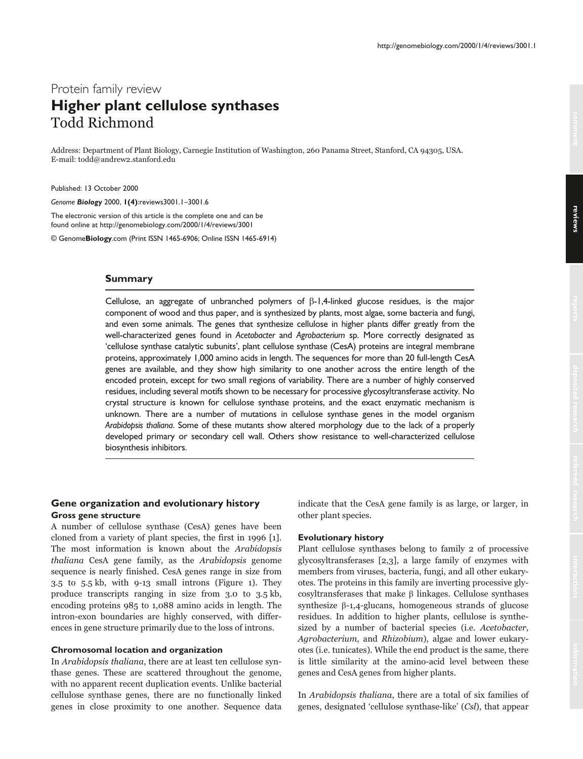Protein family review

# Higher plant cellulose synthases

Todd Richmond

Address: Department of Plant Biology, Carnegie Institution of Washington, 260 Panama Street, Stanford, CA 94305, USA.
E-mail: todd@andrew2.stanford.edu

Published: 13 October 2000

*Genome **Biology*** 2000, **1(4)**:reviews3001.1–3001.6

The electronic version of this article is the complete one and can be found online at http://genomebiology.com/2000/1/4/reviews/3001

© Genome**Biology**.com (Print ISSN 1465-6906; Online ISSN 1465-6914)

## Summary

Cellulose, an aggregate of unbranched polymers of β-1,4-linked glucose residues, is the major component of wood and thus paper, and is synthesized by plants, most algae, some bacteria and fungi, and even some animals. The genes that synthesize cellulose in higher plants differ greatly from the well-characterized genes found in *Acetobacter* and *Agrobacterium* sp. More correctly designated as 'cellulose synthase catalytic subunits', plant cellulose synthase (CesA) proteins are integral membrane proteins, approximately 1,000 amino acids in length. The sequences for more than 20 full-length CesA genes are available, and they show high similarity to one another across the entire length of the encoded protein, except for two small regions of variability. There are a number of highly conserved residues, including several motifs shown to be necessary for processive glycosyltransferase activity. No crystal structure is known for cellulose synthase proteins, and the exact enzymatic mechanism is unknown. There are a number of mutations in cellulose synthase genes in the model organism *Arabidopsis thaliana*. Some of these mutants show altered morphology due to the lack of a properly developed primary or secondary cell wall. Others show resistance to well-characterized cellulose biosynthesis inhibitors.

## Gene organization and evolutionary history

### Gross gene structure

A number of cellulose synthase (CesA) genes have been cloned from a variety of plant species, the first in 1996 [1]. The most information is known about the *Arabidopsis thaliana* CesA gene family, as the *Arabidopsis* genome sequence is nearly finished. CesA genes range in size from 3.5 to 5.5 kb, with 9-13 small introns (Figure 1). They produce transcripts ranging in size from 3.0 to 3.5 kb, encoding proteins 985 to 1,088 amino acids in length. The intron-exon boundaries are highly conserved, with differences in gene structure primarily due to the loss of introns.

### Chromosomal location and organization

In *Arabidopsis thaliana*, there are at least ten cellulose synthase genes. These are scattered throughout the genome, with no apparent recent duplication events. Unlike bacterial cellulose synthase genes, there are no functionally linked genes in close proximity to one another. Sequence data indicate that the CesA gene family is as large, or larger, in other plant species.

### Evolutionary history

Plant cellulose synthases belong to family 2 of processive glycosyltransferases [2,3], a large family of enzymes with members from viruses, bacteria, fungi, and all other eukaryotes. The proteins in this family are inverting processive glycosyltransferases that make β linkages. Cellulose synthases synthesize β-1,4-glucans, homogeneous strands of glucose residues. In addition to higher plants, cellulose is synthesized by a number of bacterial species (i.e. *Acetobacter*, *Agrobacterium*, and *Rhizobium*), algae and lower eukaryotes (i.e. tunicates). While the end product is the same, there is little similarity at the amino-acid level between these genes and CesA genes from higher plants.

In *Arabidopsis thaliana*, there are a total of six families of genes, designated 'cellulose synthase-like' (*Csl*), that appear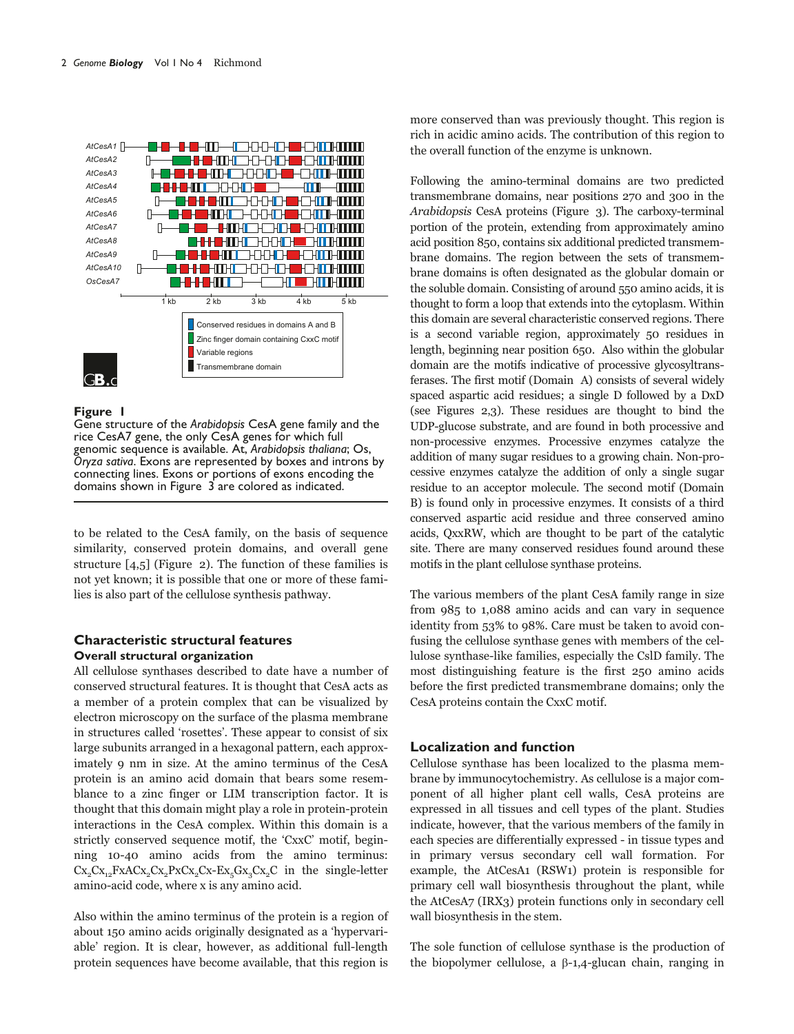**Figure 1**
Gene structure of the *Arabidopsis* CesA gene family and the rice CesA7 gene, the only CesA genes for which full genomic sequence is available. At, *Arabidopsis thaliana*; Os, *Oryza sativa*. Exons are represented by boxes and introns by connecting lines. Exons or portions of exons encoding the domains shown in Figure 3 are colored as indicated.

to be related to the CesA family, on the basis of sequence similarity, conserved protein domains, and overall gene structure [4,5] (Figure 2). The function of these families is not yet known; it is possible that one or more of these families is also part of the cellulose synthesis pathway.

## Characteristic structural features

### Overall structural organization

All cellulose synthases described to date have a number of conserved structural features. It is thought that CesA acts as a member of a protein complex that can be visualized by electron microscopy on the surface of the plasma membrane in structures called 'rosettes'. These appear to consist of six large subunits arranged in a hexagonal pattern, each approximately 9 nm in size. At the amino terminus of the CesA protein is an amino acid domain that bears some resemblance to a zinc finger or LIM transcription factor. It is thought that this domain might play a role in protein-protein interactions in the CesA complex. Within this domain is a strictly conserved sequence motif, the 'CxxC' motif, beginning 10-40 amino acids from the amino terminus: $Cx_2Cx_{12}FxACx_2Cx_2PxCx_2Cx\text{-}Ex_5Gx_3Cx_2C$ in the single-letter amino-acid code, where x is any amino acid.

Also within the amino terminus of the protein is a region of about 150 amino acids originally designated as a 'hypervariable' region. It is clear, however, as additional full-length protein sequences have become available, that this region is more conserved than was previously thought. This region is rich in acidic amino acids. The contribution of this region to the overall function of the enzyme is unknown.

Following the amino-terminal domains are two predicted transmembrane domains, near positions 270 and 300 in the *Arabidopsis* CesA proteins (Figure 3). The carboxy-terminal portion of the protein, extending from approximately amino acid position 850, contains six additional predicted transmembrane domains. The region between the sets of transmembrane domains is often designated as the globular domain or the soluble domain. Consisting of around 550 amino acids, it is thought to form a loop that extends into the cytoplasm. Within this domain are several characteristic conserved regions. There is a second variable region, approximately 50 residues in length, beginning near position 650. Also within the globular domain are the motifs indicative of processive glycosyltransferases. The first motif (Domain A) consists of several widely spaced aspartic acid residues; a single D followed by a DxD (see Figures 2,3). These residues are thought to bind the UDP-glucose substrate, and are found in both processive and non-processive enzymes. Processive enzymes catalyze the addition of many sugar residues to a growing chain. Non-processive enzymes catalyze the addition of only a single sugar residue to an acceptor molecule. The second motif (Domain B) is found only in processive enzymes. It consists of a third conserved aspartic acid residue and three conserved amino acids, QxxRW, which are thought to be part of the catalytic site. There are many conserved residues found around these motifs in the plant cellulose synthase proteins.

The various members of the plant CesA family range in size from 985 to 1,088 amino acids and can vary in sequence identity from 53% to 98%. Care must be taken to avoid confusing the cellulose synthase genes with members of the cellulose synthase-like families, especially the CslD family. The most distinguishing feature is the first 250 amino acids before the first predicted transmembrane domains; only the CesA proteins contain the CxxC motif.

## Localization and function

Cellulose synthase has been localized to the plasma membrane by immunocytochemistry. As cellulose is a major component of all higher plant cell walls, CesA proteins are expressed in all tissues and cell types of the plant. Studies indicate, however, that the various members of the family in each species are differentially expressed - in tissue types and in primary versus secondary cell wall formation. For example, the AtCesA1 (RSW1) protein is responsible for primary cell wall biosynthesis throughout the plant, while the AtCesA7 (IRX3) protein functions only in secondary cell wall biosynthesis in the stem.

The sole function of cellulose synthase is the production of the biopolymer cellulose, a β-1,4-glucan chain, ranging in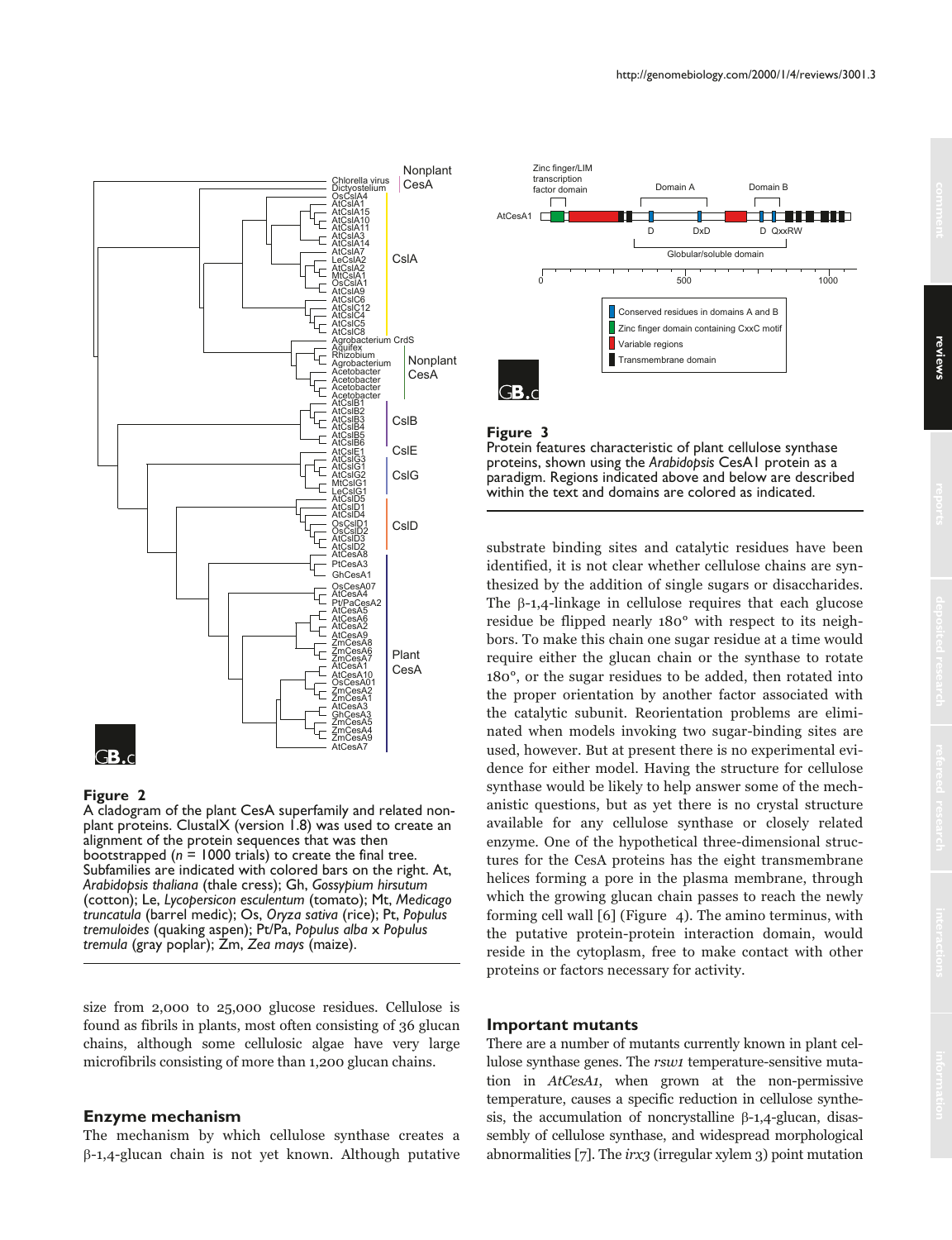**Figure 2**
A cladogram of the plant CesA superfamily and related nonplant proteins. ClustalX (version 1.8) was used to create an alignment of the protein sequences that was then bootstrapped ($n$ = 1000 trials) to create the final tree. Subfamilies are indicated with colored bars on the right. At, *Arabidopsis thaliana* (thale cress); Gh, *Gossypium hirsutum* (cotton); Le, *Lycopersicon esculentum* (tomato); Mt, *Medicago truncatula* (barrel medic); Os, *Oryza sativa* (rice); Pt, *Populus tremuloides* (quaking aspen); Pt/Pa, *Populus alba* x *Populus tremula* (gray poplar); Zm, *Zea mays* (maize).

size from 2,000 to 25,000 glucose residues. Cellulose is found as fibrils in plants, most often consisting of 36 glucan chains, although some cellulosic algae have very large microfibrils consisting of more than 1,200 glucan chains.

## Enzyme mechanism

The mechanism by which cellulose synthase creates a β-1,4-glucan chain is not yet known. Although putative substrate binding sites and catalytic residues have been identified, it is not clear whether cellulose chains are synthesized by the addition of single sugars or disaccharides. The β-1,4-linkage in cellulose requires that each glucose residue be flipped nearly 180° with respect to its neighbors. To make this chain one sugar residue at a time would require either the glucan chain or the synthase to rotate 180°, or the sugar residues to be added, then rotated into the proper orientation by another factor associated with the catalytic subunit. Reorientation problems are eliminated when models invoking two sugar-binding sites are used, however. But at present there is no experimental evidence for either model. Having the structure for cellulose synthase would be likely to help answer some of the mechanistic questions, but as yet there is no crystal structure available for any cellulose synthase or closely related enzyme. One of the hypothetical three-dimensional structures for the CesA proteins has the eight transmembrane helices forming a pore in the plasma membrane, through which the growing glucan chain passes to reach the newly forming cell wall [6] (Figure 4). The amino terminus, with the putative protein-protein interaction domain, would reside in the cytoplasm, free to make contact with other proteins or factors necessary for activity.

**Figure 3**
Protein features characteristic of plant cellulose synthase proteins, shown using the *Arabidopsis* CesA1 protein as a paradigm. Regions indicated above and below are described within the text and domains are colored as indicated.

## Important mutants

There are a number of mutants currently known in plant cellulose synthase genes. The *rsw1* temperature-sensitive mutation in *AtCesA1*, when grown at the non-permissive temperature, causes a specific reduction in cellulose synthesis, the accumulation of noncrystalline β-1,4-glucan, disassembly of cellulose synthase, and widespread morphological abnormalities [7]. The *irx3* (irregular xylem 3) point mutation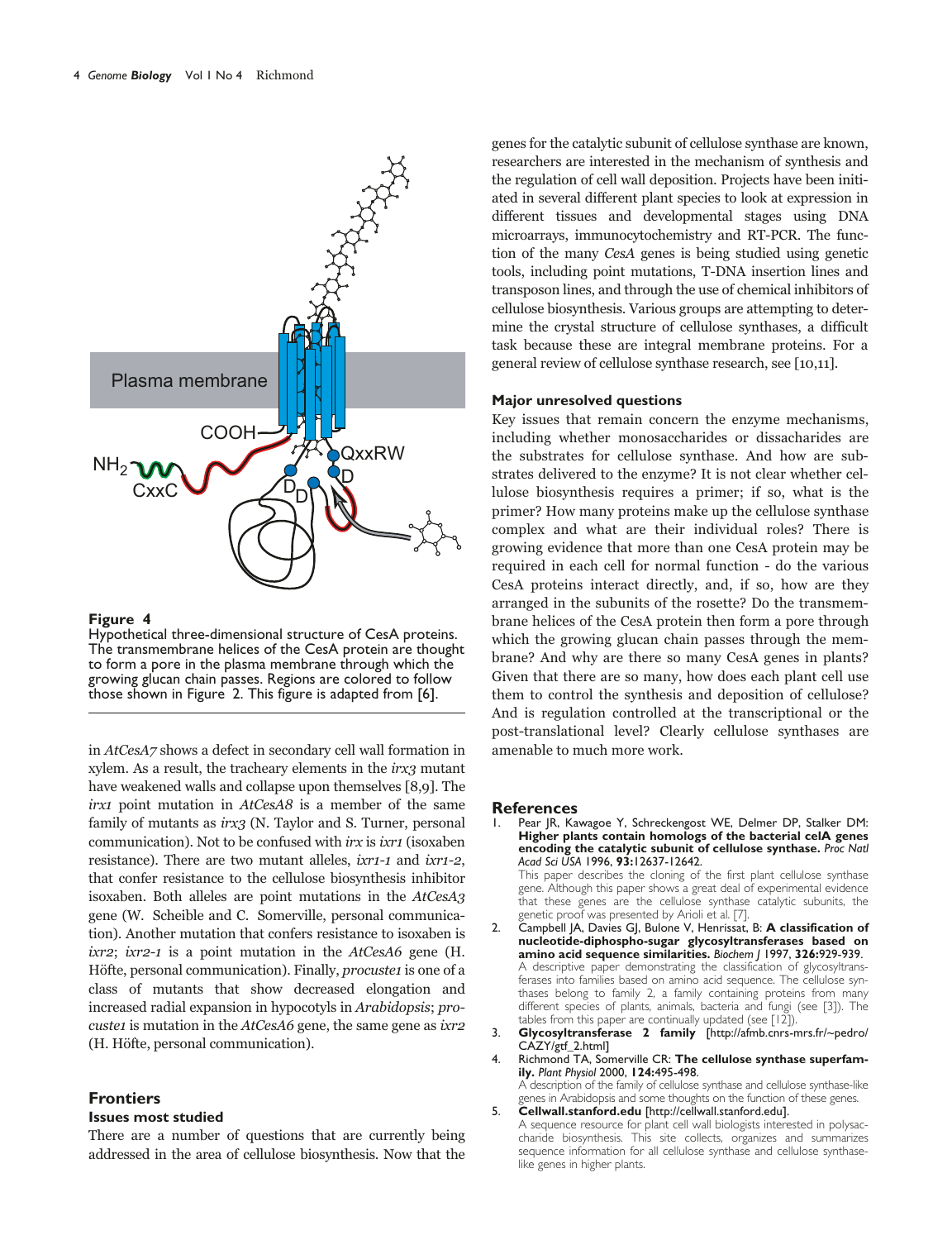**Figure 4**
Hypothetical three-dimensional structure of CesA proteins. The transmembrane helices of the CesA protein are thought to form a pore in the plasma membrane through which the growing glucan chain passes. Regions are colored to follow those shown in Figure 2. This figure is adapted from [6].

in *AtCesA7* shows a defect in secondary cell wall formation in xylem. As a result, the tracheary elements in the *irx3* mutant have weakened walls and collapse upon themselves [8,9]. The *irx1* point mutation in *AtCesA8* is a member of the same family of mutants as *irx3* (N. Taylor and S. Turner, personal communication). Not to be confused with *irx* is *ixr1* (isoxaben resistance). There are two mutant alleles, *ixr1-1* and *ixr1-2*, that confer resistance to the cellulose biosynthesis inhibitor isoxaben. Both alleles are point mutations in the *AtCesA3* gene (W. Scheible and C. Somerville, personal communication). Another mutation that confers resistance to isoxaben is *ixr2*; *ixr2-1* is a point mutation in the *AtCesA6* gene (H. Höfte, personal communication). Finally, *procuste1* is one of a class of mutants that show decreased elongation and increased radial expansion in hypocotyls in *Arabidopsis*; *procuste1* is mutation in the *AtCesA6* gene, the same gene as *ixr2* (H. Höfte, personal communication).

## Frontiers

### Issues most studied

There are a number of questions that are currently being addressed in the area of cellulose biosynthesis. Now that the genes for the catalytic subunit of cellulose synthase are known, researchers are interested in the mechanism of synthesis and the regulation of cell wall deposition. Projects have been initiated in several different plant species to look at expression in different tissues and developmental stages using DNA microarrays, immunocytochemistry and RT-PCR. The function of the many *CesA* genes is being studied using genetic tools, including point mutations, T-DNA insertion lines and transposon lines, and through the use of chemical inhibitors of cellulose biosynthesis. Various groups are attempting to determine the crystal structure of cellulose synthases, a difficult task because these are integral membrane proteins. For a general review of cellulose synthase research, see [10,11].

### Major unresolved questions

Key issues that remain concern the enzyme mechanisms, including whether monosaccharides or dissacharides are the substrates for cellulose synthase. And how are substrates delivered to the enzyme? It is not clear whether cellulose biosynthesis requires a primer; if so, what is the primer? How many proteins make up the cellulose synthase complex and what are their individual roles? There is growing evidence that more than one CesA protein may be required in each cell for normal function - do the various CesA proteins interact directly, and, if so, how are they arranged in the subunits of the rosette? Do the transmembrane helices of the CesA protein then form a pore through which the growing glucan chain passes through the membrane? And why are there so many CesA genes in plants? Given that there are so many, how does each plant cell use them to control the synthesis and deposition of cellulose? And is regulation controlled at the transcriptional or the post-translational level? Clearly cellulose synthases are amenable to much more work.

## References

1. Pear JR, Kawagoe Y, Schreckengost WE, Delmer DP, Stalker DM: **Higher plants contain homologs of the bacterial celA genes encoding the catalytic subunit of cellulose synthase.** *Proc Natl Acad Sci USA* 1996, **93:**12637-12642.
   This paper describes the cloning of the first plant cellulose synthase gene. Although this paper shows a great deal of experimental evidence that these genes are the cellulose synthase catalytic subunits, the genetic proof was presented by Arioli et al. [7].
2. Campbell JA, Davies GJ, Bulone V, Henrissat, B: **A classification of nucleotide-diphospho-sugar glycosyltransferases based on amino acid sequence similarities.** *Biochem J* 1997, **326:**929-939.
   A descriptive paper demonstrating the classification of glycosyltransferases into families based on amino acid sequence. The cellulose synthases belong to family 2, a family containing proteins from many different species of plants, animals, bacteria and fungi (see [3]). The tables from this paper are continually updated (see [12]).
3. **Glycosyltransferase 2 family** [http://afmb.cnrs-mrs.fr/~pedro/CAZY/gtf_2.html]
4. Richmond TA, Somerville CR: **The cellulose synthase superfamily.** *Plant Physiol* 2000, **124:**495-498.
   A description of the family of cellulose synthase and cellulose synthase-like genes in Arabidopsis and some thoughts on the function of these genes.
5. **Cellwall.stanford.edu** [http://cellwall.stanford.edu].
   A sequence resource for plant cell wall biologists interested in polysaccharide biosynthesis. This site collects, organizes and summarizes sequence information for all cellulose synthase and cellulose synthase-like genes in higher plants.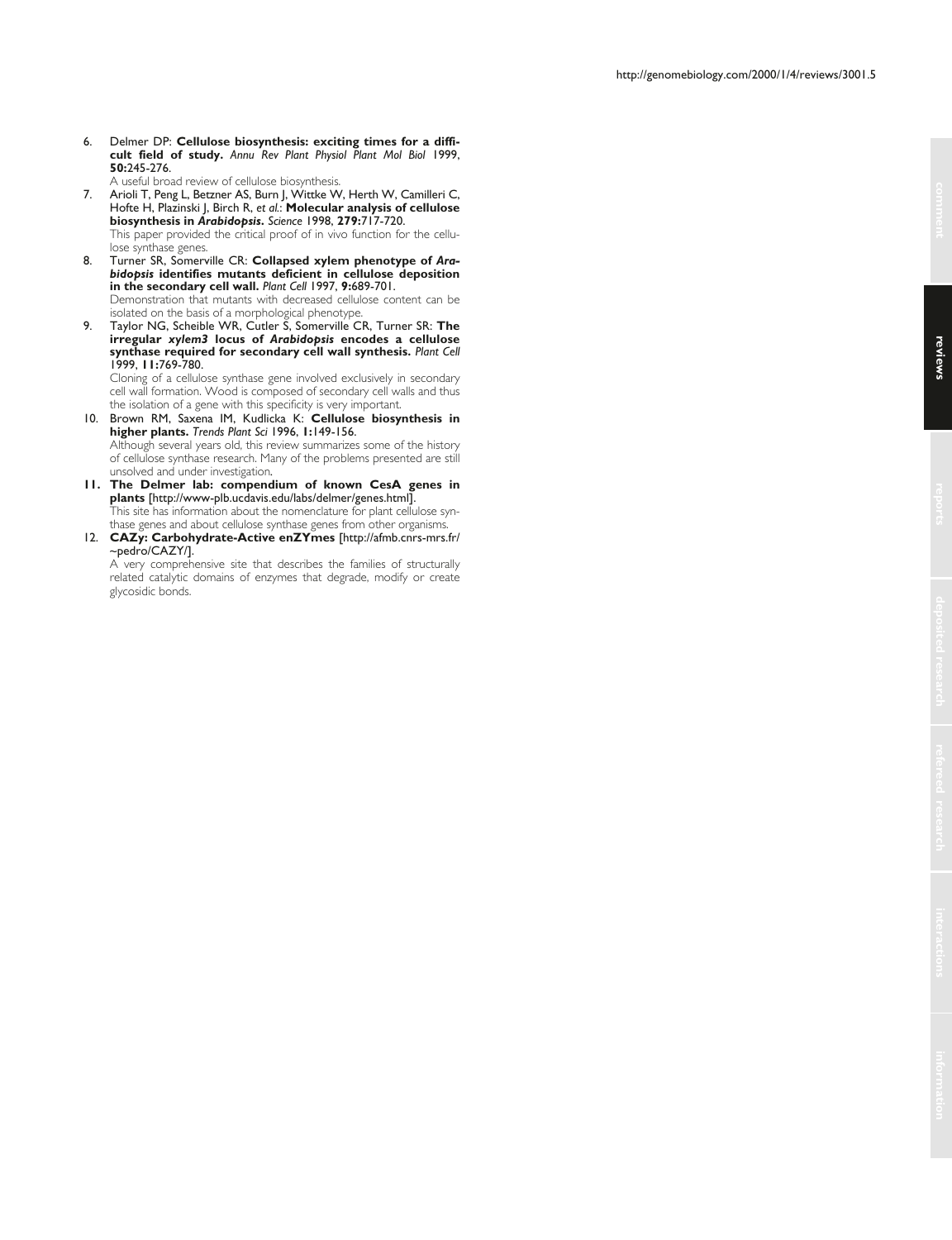6. Delmer DP: **Cellulose biosynthesis: exciting times for a difficult field of study.** *Annu Rev Plant Physiol Plant Mol Biol* 1999, **50:**245-276.
   A useful broad review of cellulose biosynthesis.
7. Arioli T, Peng L, Betzner AS, Burn J, Wittke W, Herth W, Camilleri C, Hofte H, Plazinski J, Birch R, *et al.*: **Molecular analysis of cellulose biosynthesis in *Arabidopsis*.** *Science* 1998, **279:**717-720.
   This paper provided the critical proof of in vivo function for the cellulose synthase genes.
8. Turner SR, Somerville CR: **Collapsed xylem phenotype of *Arabidopsis* identifies mutants deficient in cellulose deposition in the secondary cell wall.** *Plant Cell* 1997, **9:**689-701.
   Demonstration that mutants with decreased cellulose content can be isolated on the basis of a morphological phenotype.
9. Taylor NG, Scheible WR, Cutler S, Somerville CR, Turner SR: **The irregular *xylem3* locus of *Arabidopsis* encodes a cellulose synthase required for secondary cell wall synthesis.** *Plant Cell* 1999, **11:**769-780.
   Cloning of a cellulose synthase gene involved exclusively in secondary cell wall formation. Wood is composed of secondary cell walls and thus the isolation of a gene with this specificity is very important.
10. Brown RM, Saxena IM, Kudlicka K: **Cellulose biosynthesis in higher plants.** *Trends Plant Sci* 1996, **1:**149-156.
    Although several years old, this review summarizes some of the history of cellulose synthase research. Many of the problems presented are still unsolved and under investigation.
11. **The Delmer lab: compendium of known CesA genes in plants** [http://www-plb.ucdavis.edu/labs/delmer/genes.html].
    This site has information about the nomenclature for plant cellulose synthase genes and about cellulose synthase genes from other organisms.
12. **CAZy: Carbohydrate-Active enZYmes** [http://afmb.cnrs-mrs.fr/~pedro/CAZY/].
    A very comprehensive site that describes the families of structurally related catalytic domains of enzymes that degrade, modify or create glycosidic bonds.